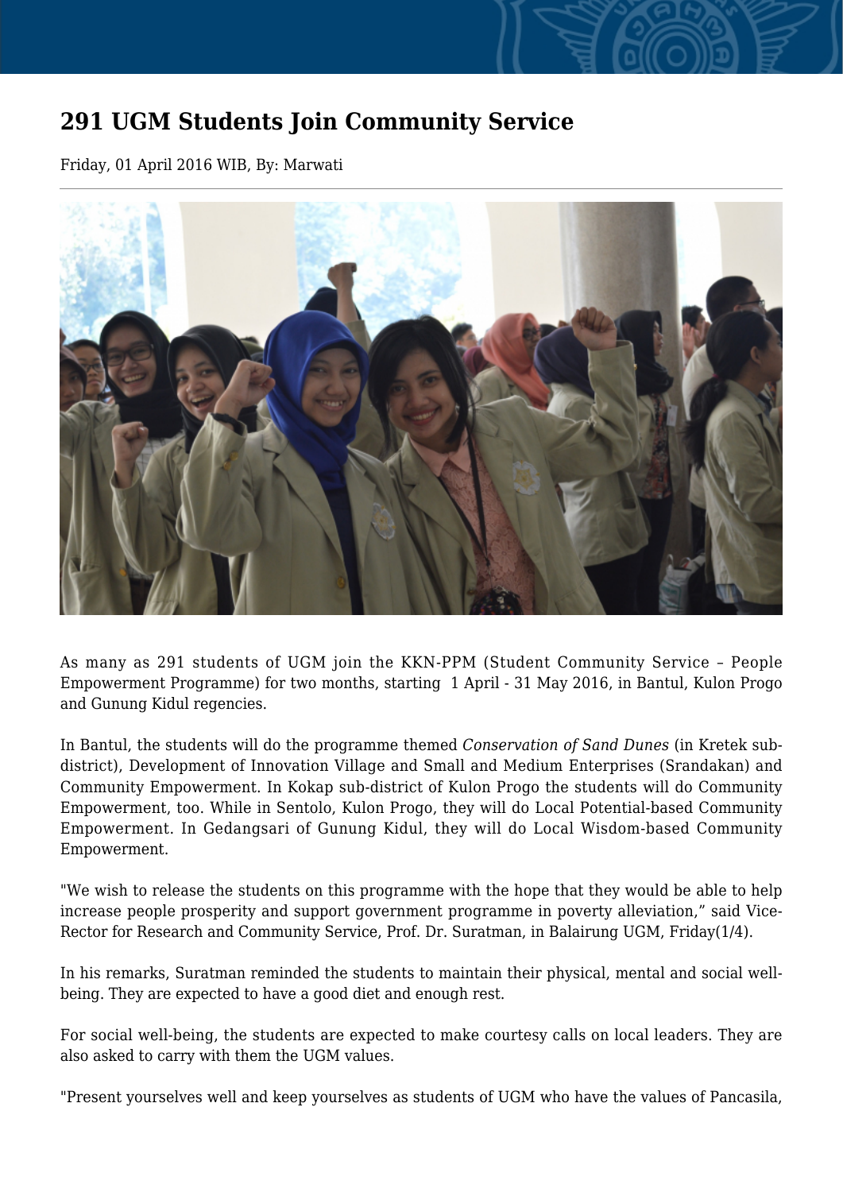# 291 UGM Students Join Community Service

Friday, 01 April 2016 WIB, By: Marwati

As many as 291 students of UGM join the KKN-PPM (Student Community Service – People Empowerment Programme) for two months, starting 1 April - 31 May 2016, in Bantul, Kulon Progo and Gunung Kidul regencies.

In Bantul, the students will do the programme themed *Conservation of Sand Dunes* (in Kretek sub-district), Development of Innovation Village and Small and Medium Enterprises (Srandakan) and Community Empowerment. In Kokap sub-district of Kulon Progo the students will do Community Empowerment, too. While in Sentolo, Kulon Progo, they will do Local Potential-based Community Empowerment. In Gedangsari of Gunung Kidul, they will do Local Wisdom-based Community Empowerment.

"We wish to release the students on this programme with the hope that they would be able to help increase people prosperity and support government programme in poverty alleviation," said Vice-Rector for Research and Community Service, Prof. Dr. Suratman, in Balairung UGM, Friday(1/4).

In his remarks, Suratman reminded the students to maintain their physical, mental and social well-being. They are expected to have a good diet and enough rest.

For social well-being, the students are expected to make courtesy calls on local leaders. They are also asked to carry with them the UGM values.

"Present yourselves well and keep yourselves as students of UGM who have the values of Pancasila,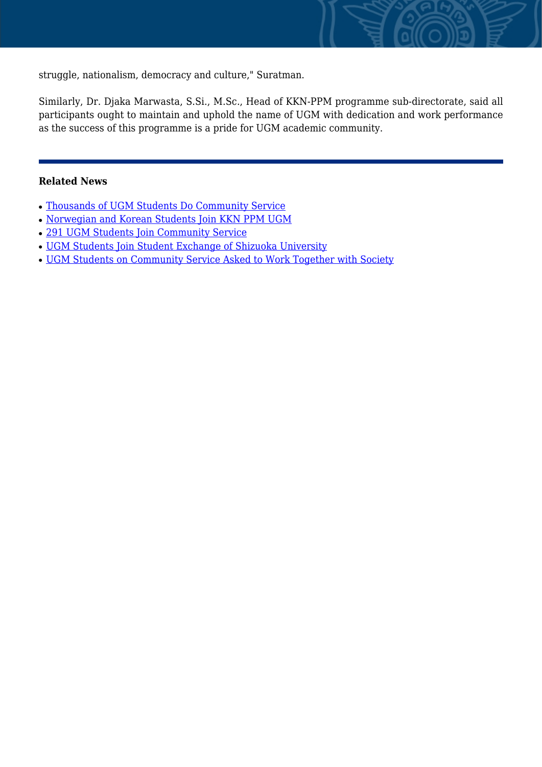struggle, nationalism, democracy and culture," Suratman.

Similarly, Dr. Djaka Marwasta, S.Si., M.Sc., Head of KKN-PPM programme sub-directorate, said all participants ought to maintain and uphold the name of UGM with dedication and work performance as the success of this programme is a pride for UGM academic community.

---

**Related News**

- Thousands of UGM Students Do Community Service
- Norwegian and Korean Students Join KKN PPM UGM
- 291 UGM Students Join Community Service
- UGM Students Join Student Exchange of Shizuoka University
- UGM Students on Community Service Asked to Work Together with Society